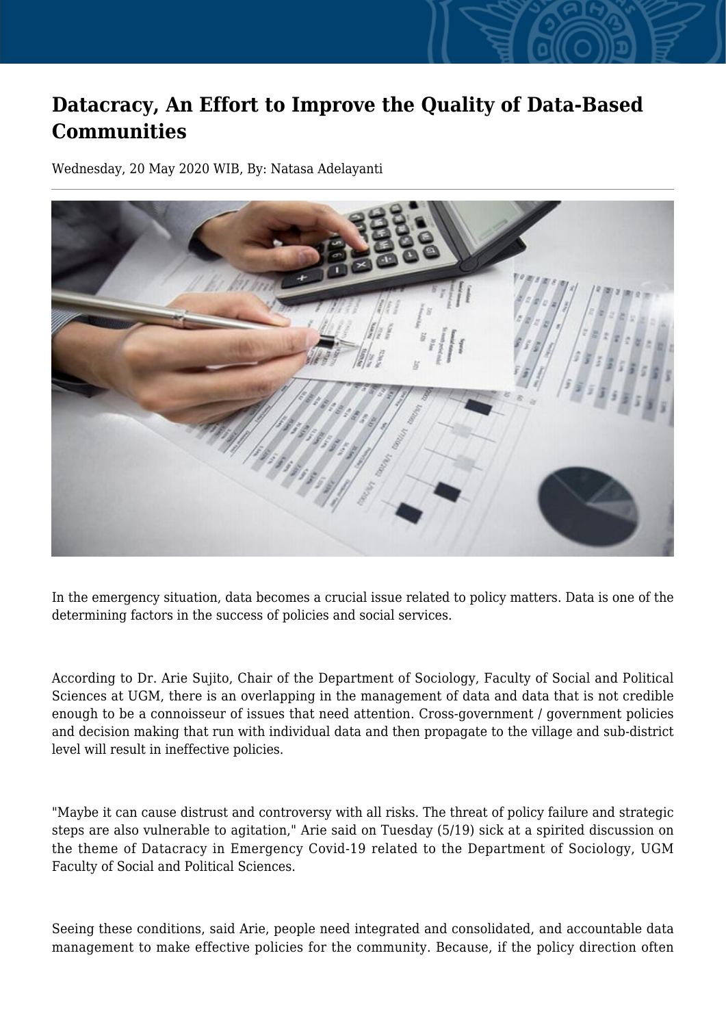# Datacracy, An Effort to Improve the Quality of Data-Based Communities

Wednesday, 20 May 2020 WIB, By: Natasa Adelayanti

In the emergency situation, data becomes a crucial issue related to policy matters. Data is one of the determining factors in the success of policies and social services.

According to Dr. Arie Sujito, Chair of the Department of Sociology, Faculty of Social and Political Sciences at UGM, there is an overlapping in the management of data and data that is not credible enough to be a connoisseur of issues that need attention. Cross-government / government policies and decision making that run with individual data and then propagate to the village and sub-district level will result in ineffective policies.

"Maybe it can cause distrust and controversy with all risks. The threat of policy failure and strategic steps are also vulnerable to agitation," Arie said on Tuesday (5/19) sick at a spirited discussion on the theme of Datacracy in Emergency Covid-19 related to the Department of Sociology, UGM Faculty of Social and Political Sciences.

Seeing these conditions, said Arie, people need integrated and consolidated, and accountable data management to make effective policies for the community. Because, if the policy direction often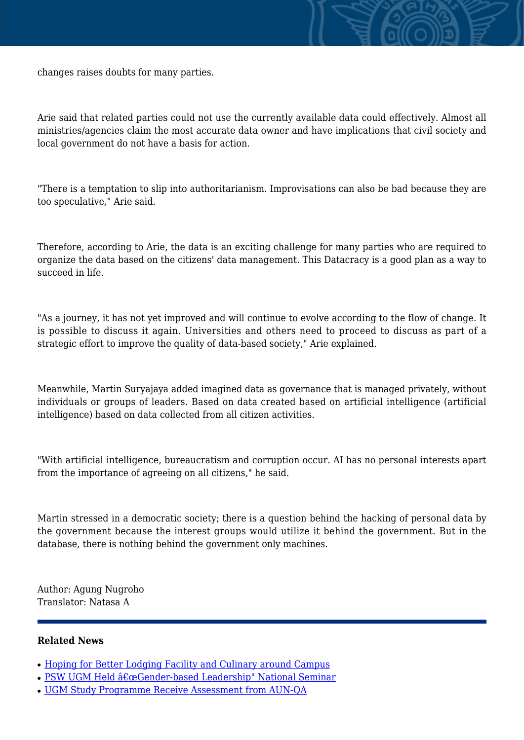changes raises doubts for many parties.

Arie said that related parties could not use the currently available data could effectively. Almost all ministries/agencies claim the most accurate data owner and have implications that civil society and local government do not have a basis for action.

"There is a temptation to slip into authoritarianism. Improvisations can also be bad because they are too speculative," Arie said.

Therefore, according to Arie, the data is an exciting challenge for many parties who are required to organize the data based on the citizens' data management. This Datacracy is a good plan as a way to succeed in life.

"As a journey, it has not yet improved and will continue to evolve according to the flow of change. It is possible to discuss it again. Universities and others need to proceed to discuss as part of a strategic effort to improve the quality of data-based society," Arie explained.

Meanwhile, Martin Suryajaya added imagined data as governance that is managed privately, without individuals or groups of leaders. Based on data created based on artificial intelligence (artificial intelligence) based on data collected from all citizen activities.

"With artificial intelligence, bureaucratism and corruption occur. AI has no personal interests apart from the importance of agreeing on all citizens," he said.

Martin stressed in a democratic society; there is a question behind the hacking of personal data by the government because the interest groups would utilize it behind the government. But in the database, there is nothing behind the government only machines.

Author: Agung Nugroho
Translator: Natasa A

**Related News**

- Hoping for Better Lodging Facility and Culinary around Campus
- PSW UGM Held â€œGender-based Leadership" National Seminar
- UGM Study Programme Receive Assessment from AUN-QA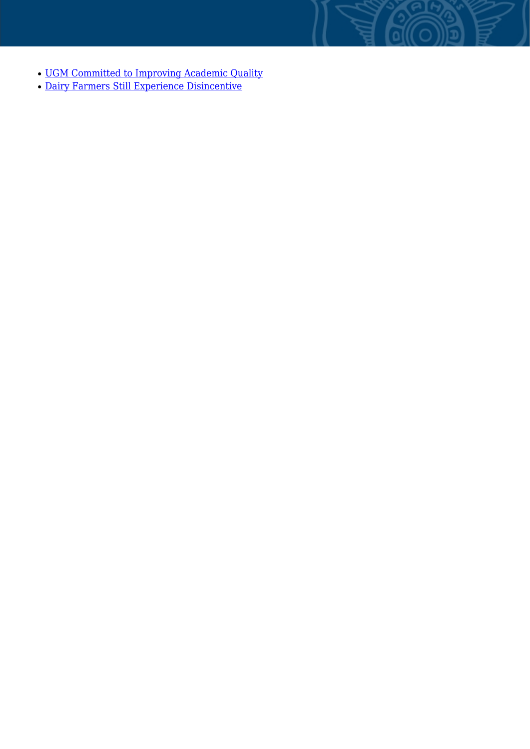- UGM Committed to Improving Academic Quality
- Dairy Farmers Still Experience Disincentive